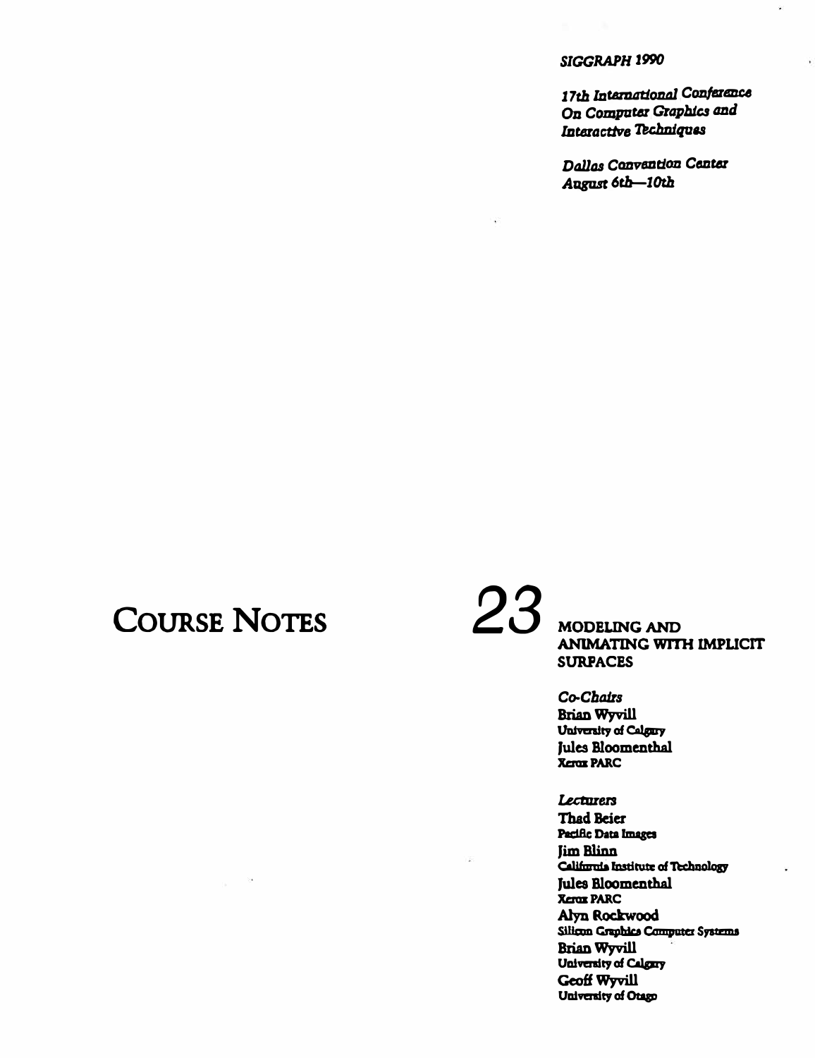*SIGGRAPH 1990*

*17th International Conference On Computer Graphics and Interactive Techniques*

*Dallas Convention Center*
*August 6th—10th*

# COURSE NOTES

# 23

## MODELING AND ANIMATING WITH IMPLICIT SURFACES

*Co-Chairs*

**Brian Wyvill**
University of Calgary

**Jules Bloomenthal**
Xerox PARC

*Lecturers*

**Thad Beier**
Pacific Data Images

**Jim Blinn**
California Institute of Technology

**Jules Bloomenthal**
Xerox PARC

**Alyn Rockwood**
Silicon Graphics Computer Systems

**Brian Wyvill**
University of Calgary

**Geoff Wyvill**
University of Otago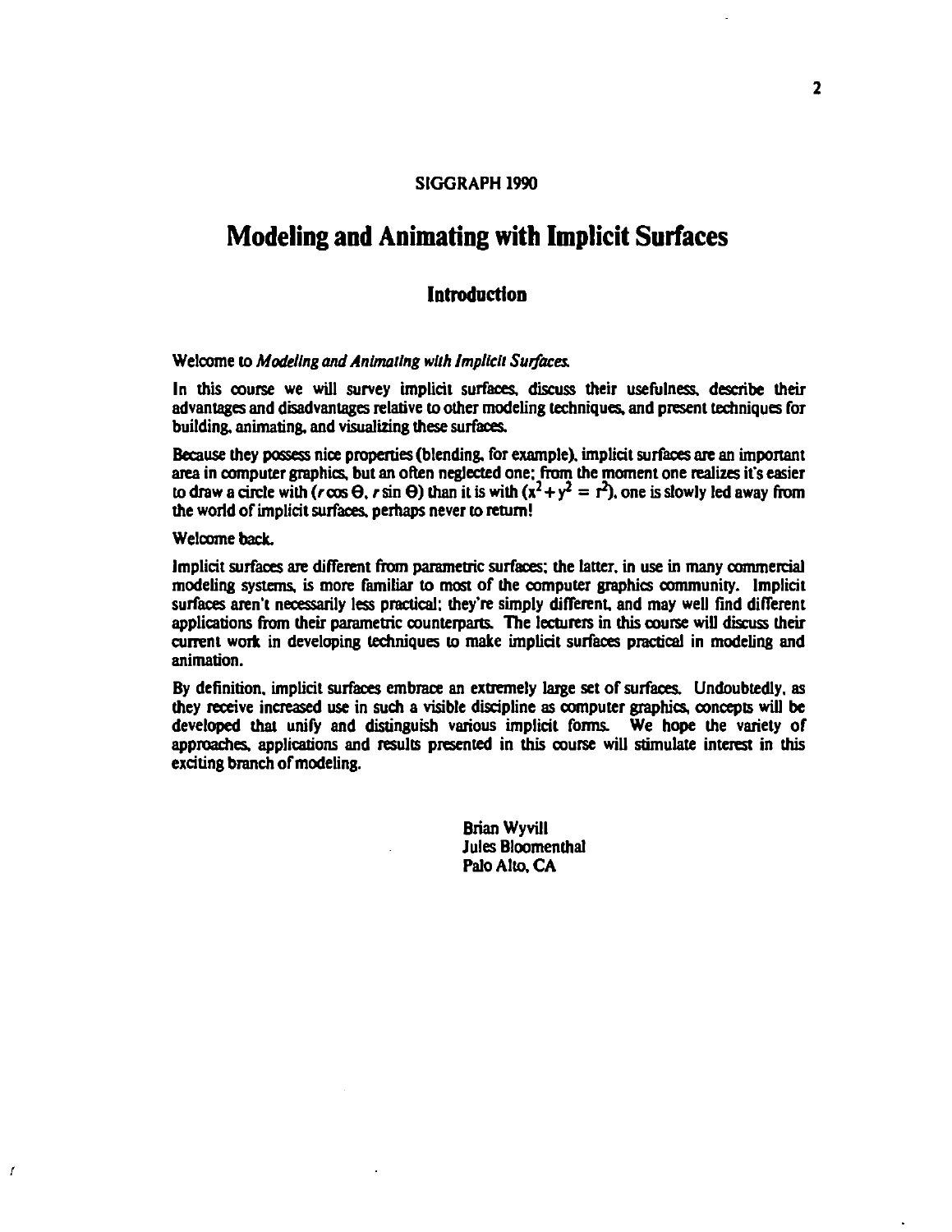SIGGRAPH 1990

# Modeling and Animating with Implicit Surfaces

## Introduction

Welcome to *Modeling and Animating with Implicit Surfaces.*

In this course we will survey implicit surfaces, discuss their usefulness, describe their advantages and disadvantages relative to other modeling techniques, and present techniques for building, animating, and visualizing these surfaces.

Because they possess nice properties (blending, for example), implicit surfaces are an important area in computer graphics, but an often neglected one; from the moment one realizes it's easier to draw a circle with $(r \cos \Theta, r \sin \Theta)$ than it is with $(x^2 + y^2 = r^2)$, one is slowly led away from the world of implicit surfaces, perhaps never to return!

Welcome back.

Implicit surfaces are different from parametric surfaces; the latter, in use in many commercial modeling systems, is more familiar to most of the computer graphics community. Implicit surfaces aren't necessarily less practical; they're simply different, and may well find different applications from their parametric counterparts. The lecturers in this course will discuss their current work in developing techniques to make implicit surfaces practical in modeling and animation.

By definition, implicit surfaces embrace an extremely large set of surfaces. Undoubtedly, as they receive increased use in such a visible discipline as computer graphics, concepts will be developed that unify and distinguish various implicit forms. We hope the variety of approaches, applications and results presented in this course will stimulate interest in this exciting branch of modeling.

Brian Wyvill
Jules Bloomenthal
Palo Alto, CA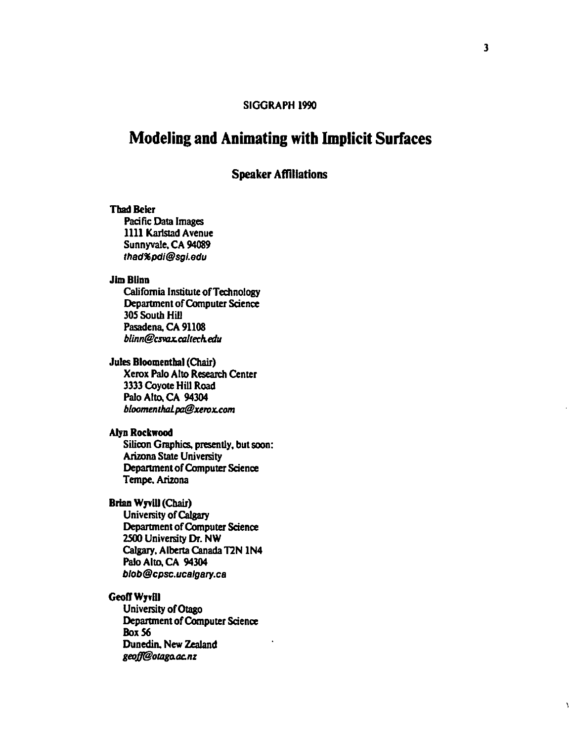SIGGRAPH 1990

# Modeling and Animating with Implicit Surfaces

## Speaker Affiliations

**Thad Beier**
Pacific Data Images
1111 Karlstad Avenue
Sunnyvale, CA 94089
*thad%pdi@sgi.edu*

**Jim Blinn**
California Institute of Technology
Department of Computer Science
305 South Hill
Pasadena, CA 91108
*blinn@csvax.caltech.edu*

**Jules Bloomenthal (Chair)**
Xerox Palo Alto Research Center
3333 Coyote Hill Road
Palo Alto, CA 94304
*bloomenthal.pa@xerox.com*

**Alyn Rockwood**
Silicon Graphics, presently, but soon:
Arizona State University
Department of Computer Science
Tempe, Arizona

**Brian Wyvill (Chair)**
University of Calgary
Department of Computer Science
2500 University Dr. NW
Calgary, Alberta Canada T2N 1N4
Palo Alto, CA 94304
*blob@cpsc.ucalgary.ca*

**Geoff Wyvill**
University of Otago
Department of Computer Science
Box 56
Dunedin, New Zealand
*geoff@otago.ac.nz*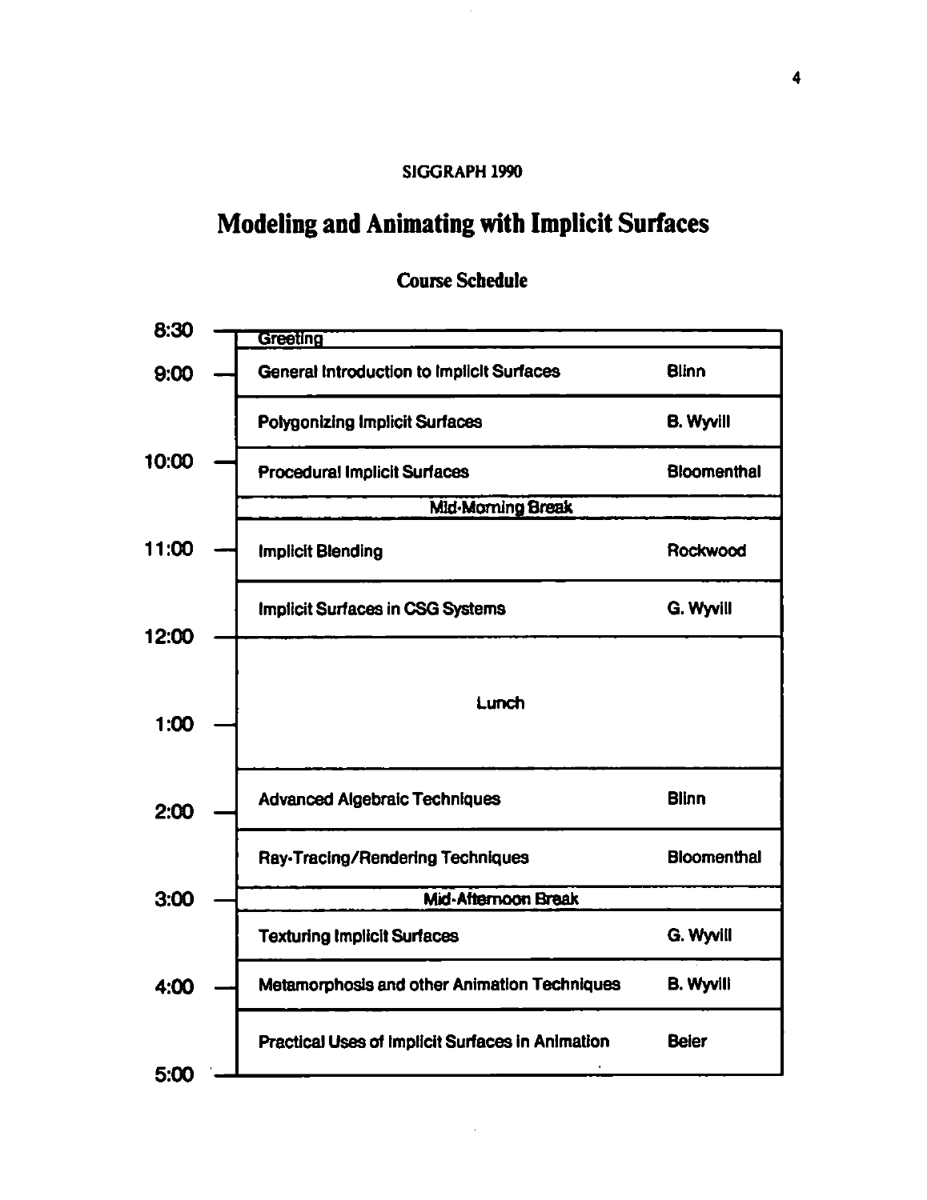SIGGRAPH 1990

# Modeling and Animating with Implicit Surfaces

## Course Schedule

| Time | Session | Presenter |
|---|---|---|
| 8:30 | Greeting | |
| 9:00 | General Introduction to Implicit Surfaces | Blinn |
| | Polygonizing Implicit Surfaces | B. Wyvill |
| 10:00 | Procedural Implicit Surfaces | Bloomenthal |
| | Mid-Morning Break | |
| 11:00 | Implicit Blending | Rockwood |
| | Implicit Surfaces in CSG Systems | G. Wyvill |
| 12:00 | Lunch | |
| 1:00 | | |
| | Advanced Algebraic Techniques | Blinn |
| 2:00 | | |
| | Ray-Tracing/Rendering Techniques | Bloomenthal |
| 3:00 | Mid-Afternoon Break | |
| | Texturing Implicit Surfaces | G. Wyvill |
| 4:00 | Metamorphosis and other Animation Techniques | B. Wyvill |
| | Practical Uses of Implicit Surfaces in Animation | Beier |
| 5:00 | | |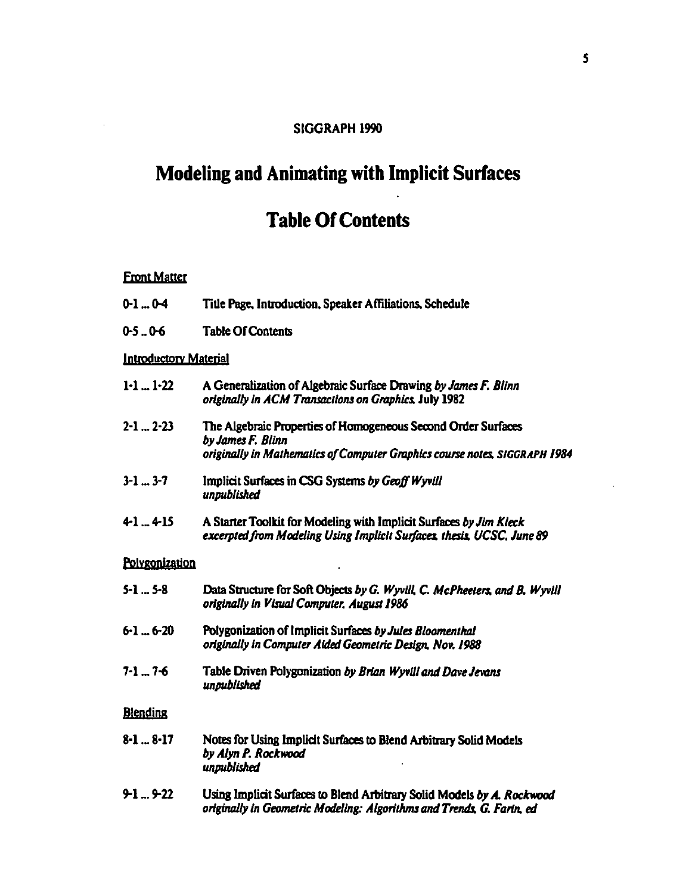SIGGRAPH 1990

# Modeling and Animating with Implicit Surfaces

# Table Of Contents

## Front Matter

0-1 ... 0-4 Title Page, Introduction, Speaker Affiliations, Schedule

0-5 .. 0-6 Table Of Contents

## Introductory Material

1-1 ... 1-22 A Generalization of Algebraic Surface Drawing *by James F. Blinn*
*originally in ACM Transactions on Graphics,* July 1982

2-1 ... 2-23 The Algebraic Properties of Homogeneous Second Order Surfaces *by James F. Blinn*
*originally in Mathematics of Computer Graphics course notes, SIGGRAPH 1984*

3-1 ... 3-7 Implicit Surfaces in CSG Systems *by Geoff Wyvill*
*unpublished*

4-1 ... 4-15 A Starter Toolkit for Modeling with Implicit Surfaces *by Jim Kleck*
*excerpted from Modeling Using Implicit Surfaces, thesis, UCSC, June 89*

## Polygonization

5-1 ... 5-8 Data Structure for Soft Objects *by G. Wyvill, C. McPheeters, and B. Wyvill*
*originally in Visual Computer, August 1986*

6-1 ... 6-20 Polygonization of Implicit Surfaces *by Jules Bloomenthal*
*originally in Computer Aided Geometric Design, Nov. 1988*

7-1 ... 7-6 Table Driven Polygonization *by Brian Wyvill and Dave Jevans*
*unpublished*

## Blending

8-1 ... 8-17 Notes for Using Implicit Surfaces to Blend Arbitrary Solid Models
*by Alyn P. Rockwood*
*unpublished*

9-1 ... 9-22 Using Implicit Surfaces to Blend Arbitrary Solid Models *by A. Rockwood*
*originally in Geometric Modeling: Algorithms and Trends, G. Farin, ed*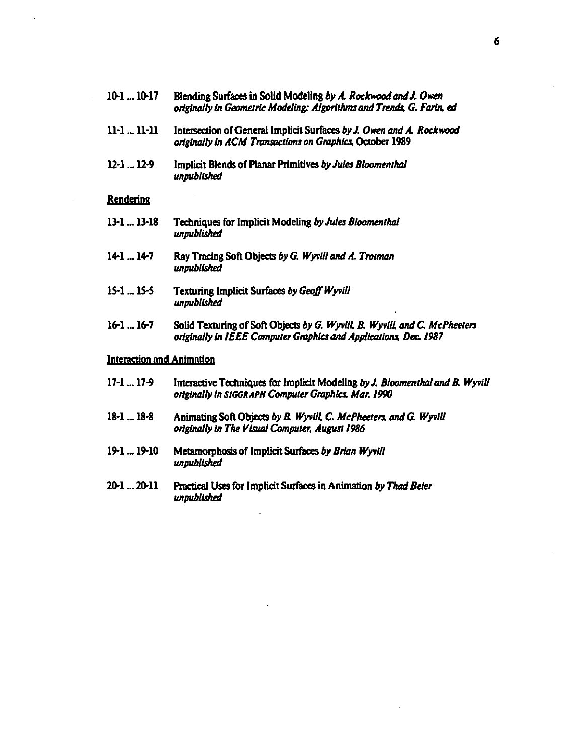10-1 ... 10-17 Blending Surfaces in Solid Modeling *by A. Rockwood and J. Owen originally in Geometric Modeling: Algorithms and Trends, G. Farin, ed*

11-1 ... 11-11 Intersection of General Implicit Surfaces *by J. Owen and A. Rockwood originally in ACM Transactions on Graphics,* October 1989

12-1 ... 12-9 Implicit Blends of Planar Primitives *by Jules Bloomenthal unpublished*

<u>Rendering</u>

13-1 ... 13-18 Techniques for Implicit Modeling *by Jules Bloomenthal unpublished*

14-1 ... 14-7 Ray Tracing Soft Objects *by G. Wyvill and A. Trotman unpublished*

15-1 ... 15-5 Texturing Implicit Surfaces *by Geoff Wyvill unpublished*

16-1 ... 16-7 Solid Texturing of Soft Objects *by G. Wyvill, B. Wyvill, and C. McPheeters originally in IEEE Computer Graphics and Applications, Dec. 1987*

<u>Interaction and Animation</u>

17-1 ... 17-9 Interactive Techniques for Implicit Modeling *by J. Bloomenthal and B. Wyvill originally in SIGGRAPH Computer Graphics, Mar. 1990*

18-1 ... 18-8 Animating Soft Objects *by B. Wyvill, C. McPheeters, and G. Wyvill originally in The Visual Computer, August 1986*

19-1 ... 19-10 Metamorphosis of Implicit Surfaces *by Brian Wyvill unpublished*

20-1 ... 20-11 Practical Uses for Implicit Surfaces in Animation *by Thad Beier unpublished*